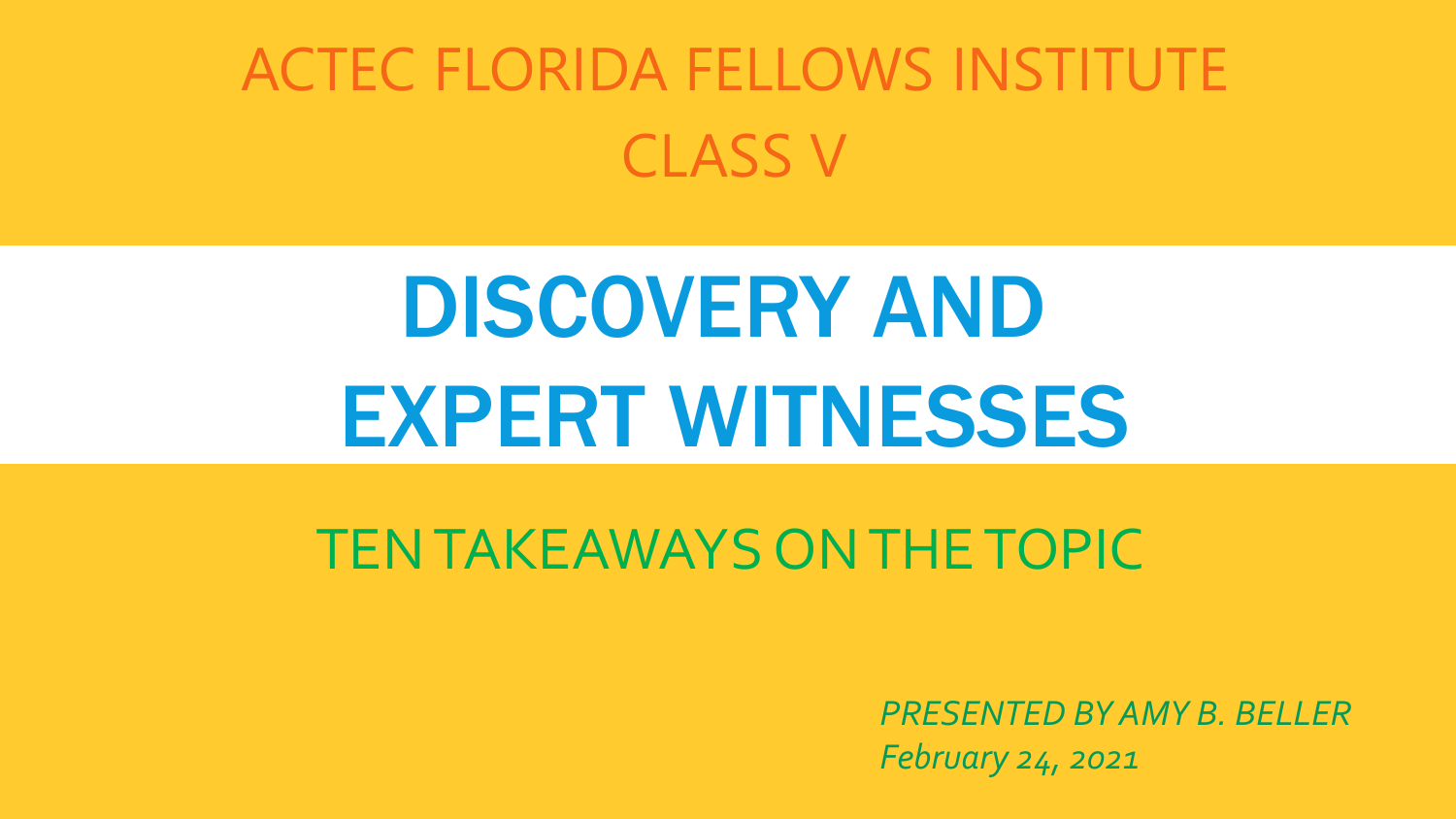ACTEC FLORIDA FELLOWS INSTITUTE

CLASS V

# DISCOVERY AND EXPERT WITNESSES

## TEN TAKEAWAYS ON THE TOPIC

*PRESENTED BY AMY B. BELLER*

*February 24, 2021*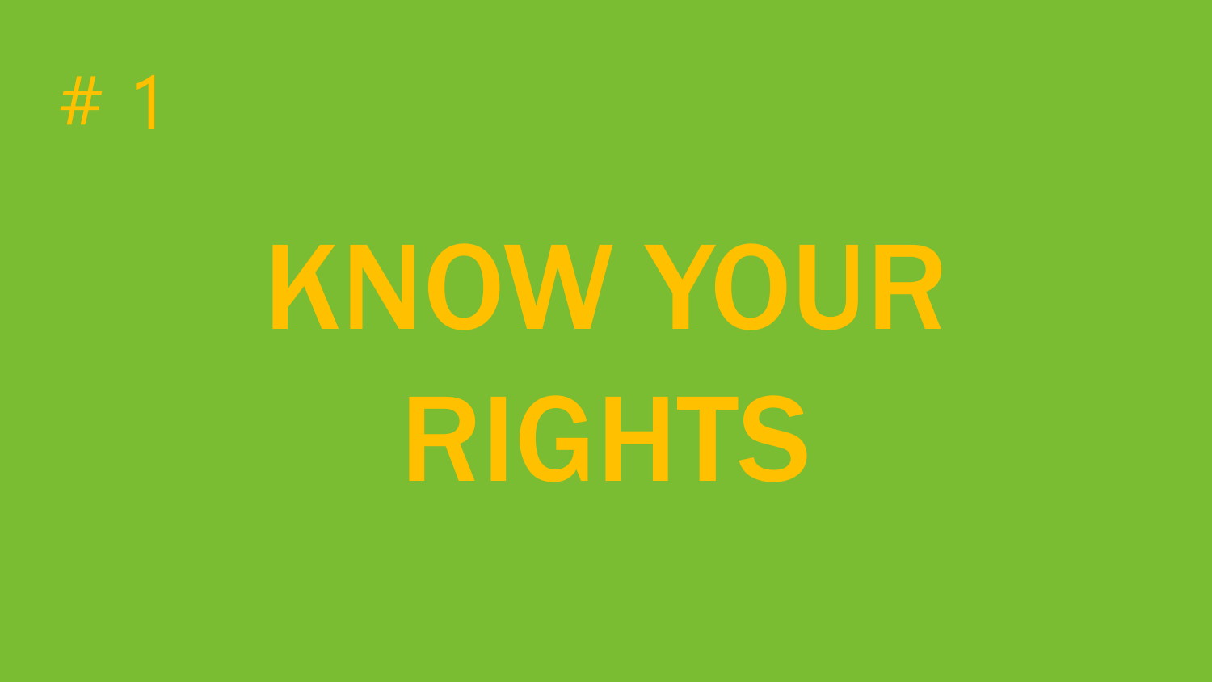# 1

# KNOW YOUR RIGHTS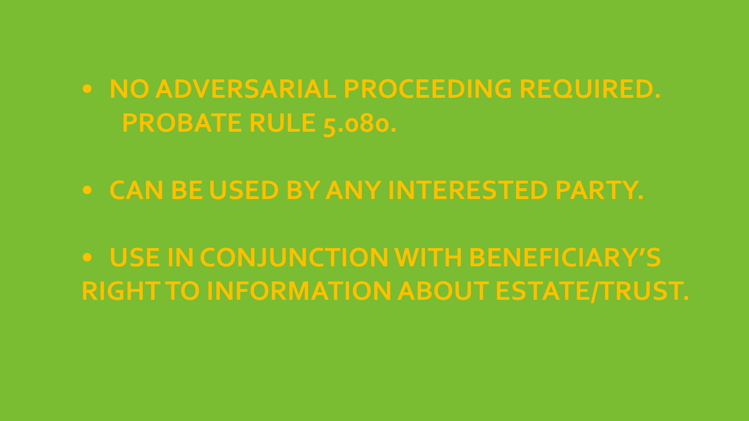- **NO ADVERSARIAL PROCEEDING REQUIRED. PROBATE RULE 5.080.**

- **CAN BE USED BY ANY INTERESTED PARTY.**

- **USE IN CONJUNCTION WITH BENEFICIARY'S RIGHT TO INFORMATION ABOUT ESTATE/TRUST.**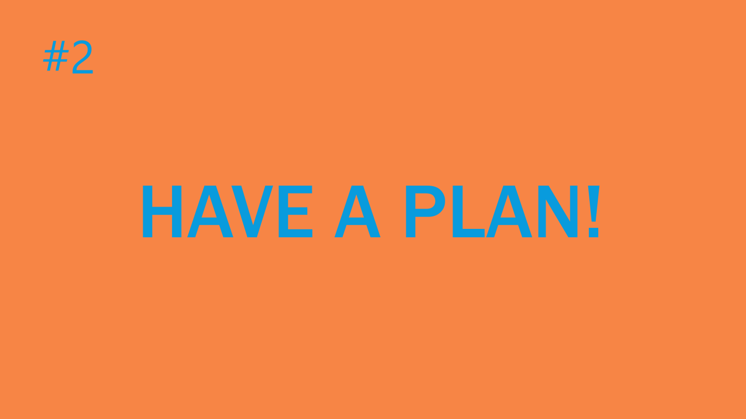#2

# HAVE A PLAN!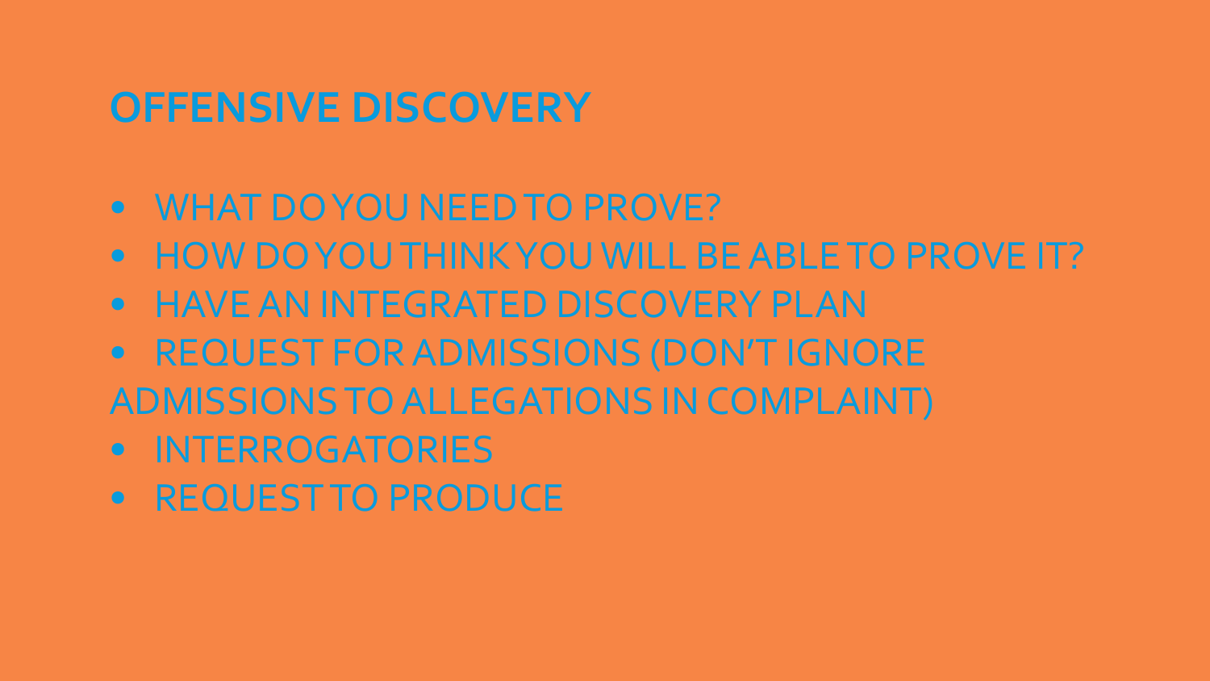# OFFENSIVE DISCOVERY

- WHAT DO YOU NEED TO PROVE?
- HOW DO YOU THINK YOU WILL BE ABLE TO PROVE IT?
- HAVE AN INTEGRATED DISCOVERY PLAN
- REQUEST FOR ADMISSIONS (DON'T IGNORE ADMISSIONS TO ALLEGATIONS IN COMPLAINT)
- INTERROGATORIES
- REQUEST TO PRODUCE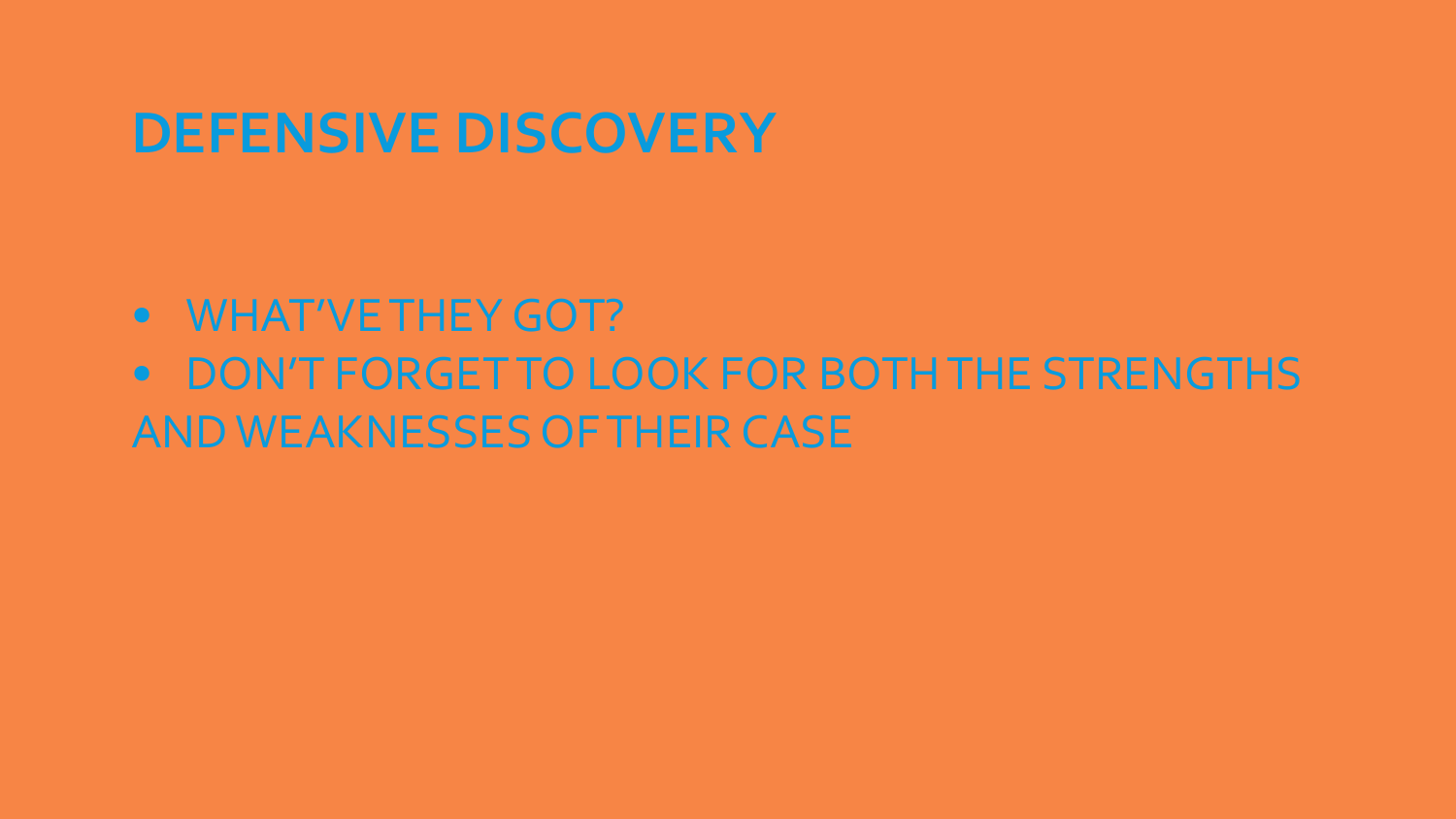# DEFENSIVE DISCOVERY

- WHAT'VE THEY GOT?
- DON'T FORGET TO LOOK FOR BOTH THE STRENGTHS AND WEAKNESSES OF THEIR CASE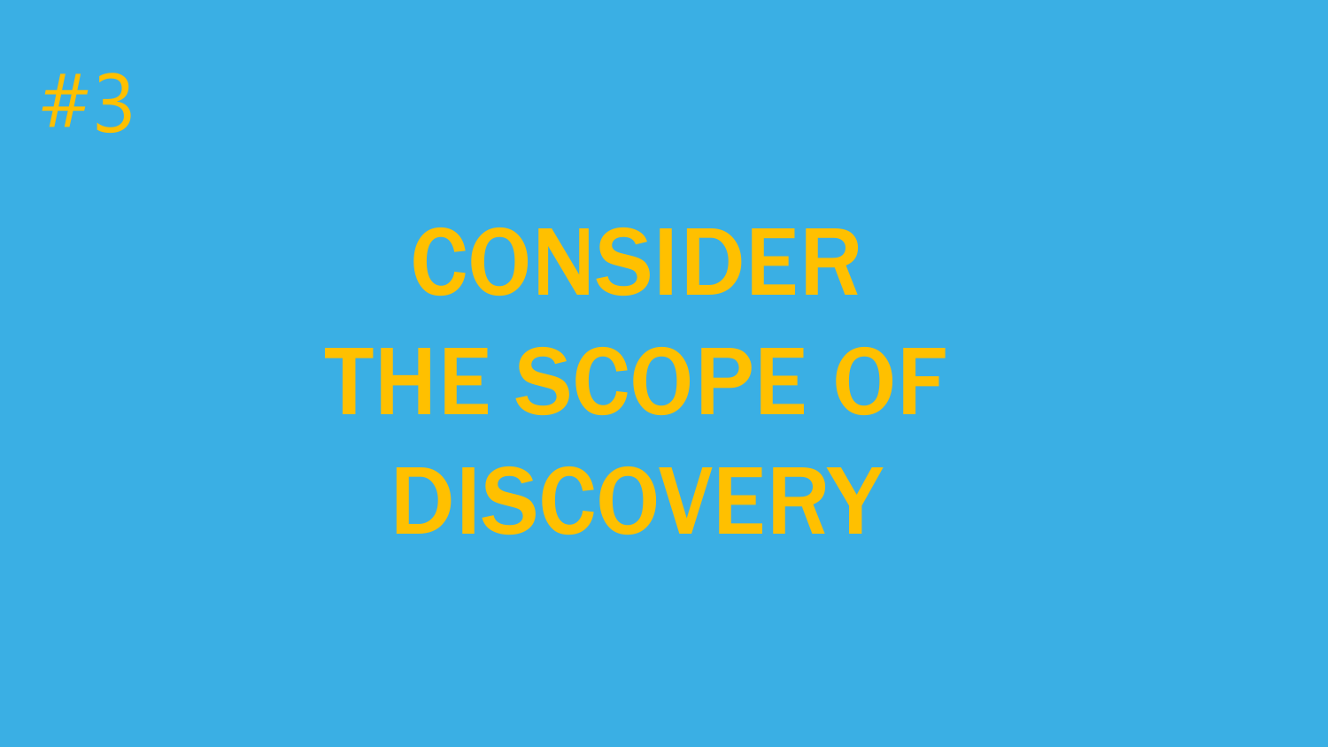#3

# CONSIDER THE SCOPE OF DISCOVERY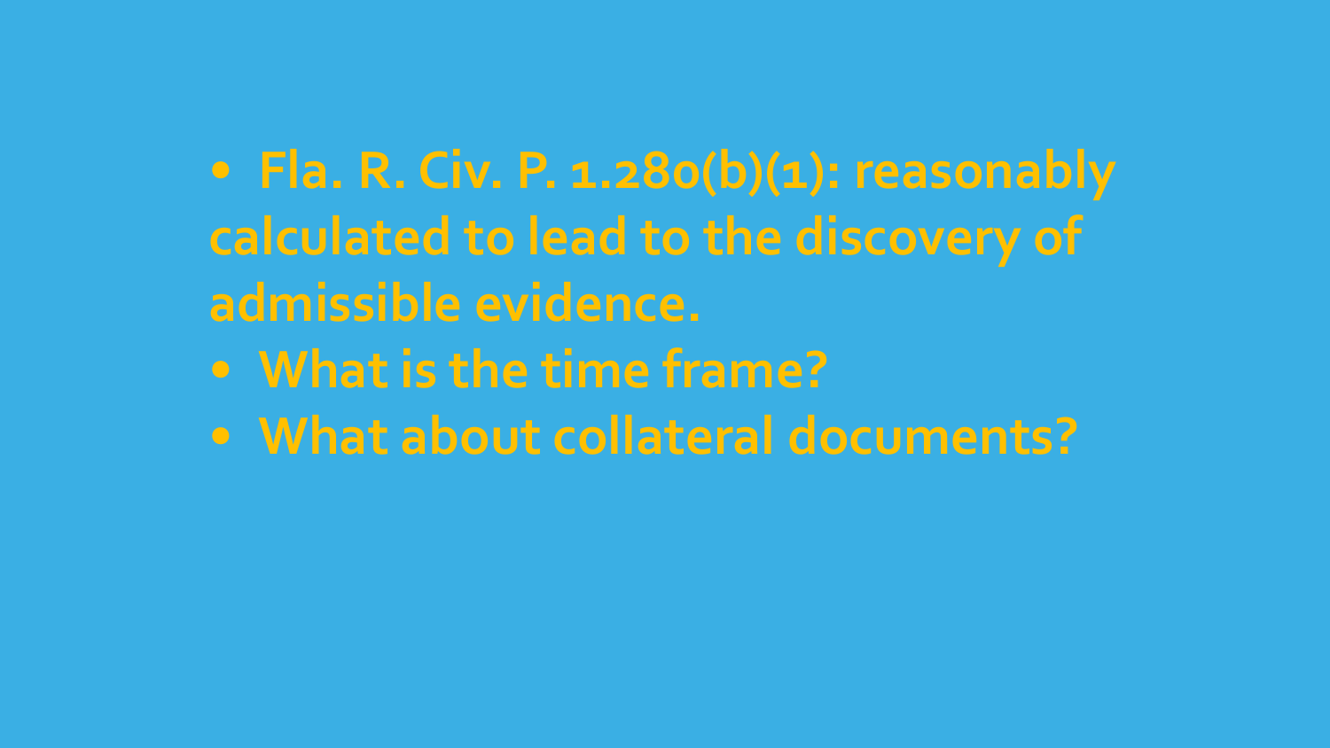- Fla. R. Civ. P. 1.280(b)(1): reasonably calculated to lead to the discovery of admissible evidence.
- What is the time frame?
- What about collateral documents?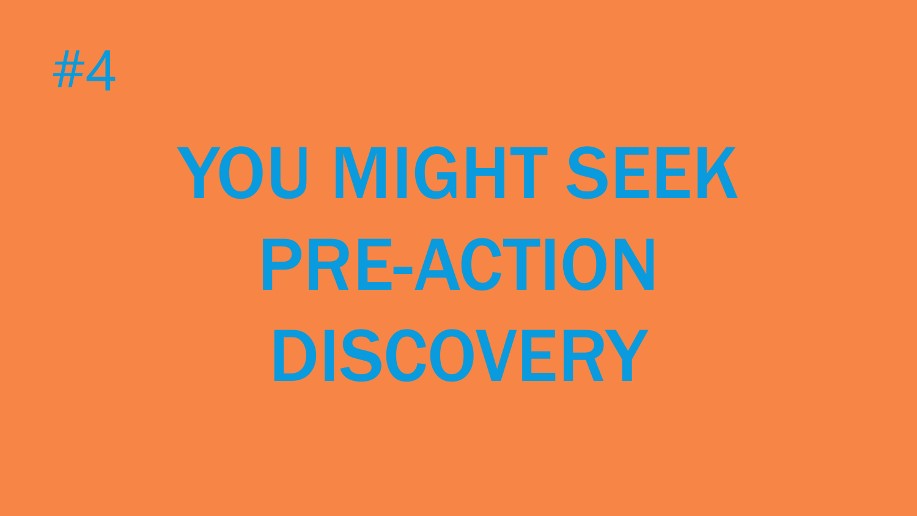#4

# YOU MIGHT SEEK PRE-ACTION DISCOVERY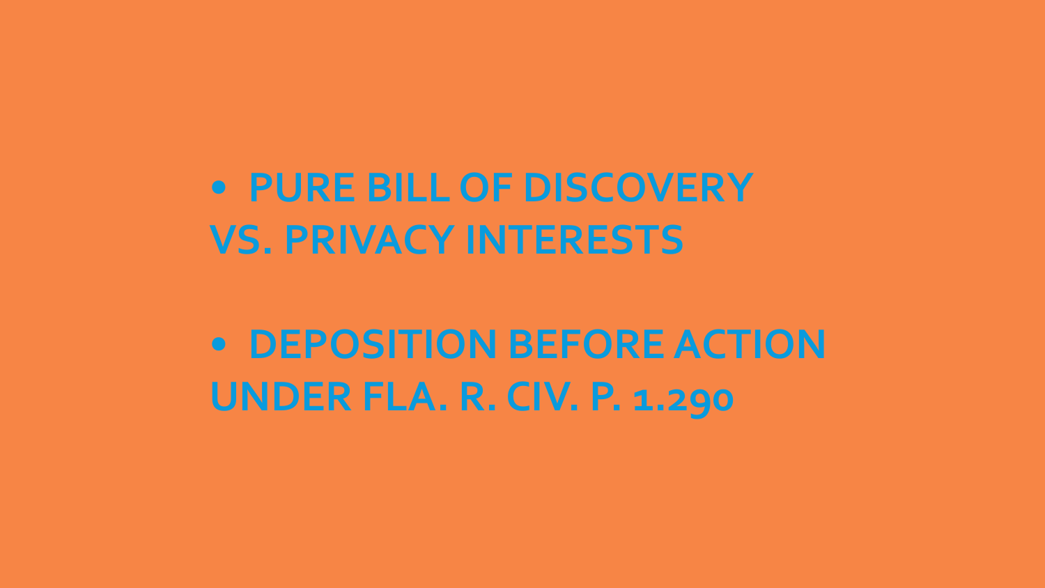- **PURE BILL OF DISCOVERY VS. PRIVACY INTERESTS**

- **DEPOSITION BEFORE ACTION UNDER FLA. R. CIV. P. 1.290**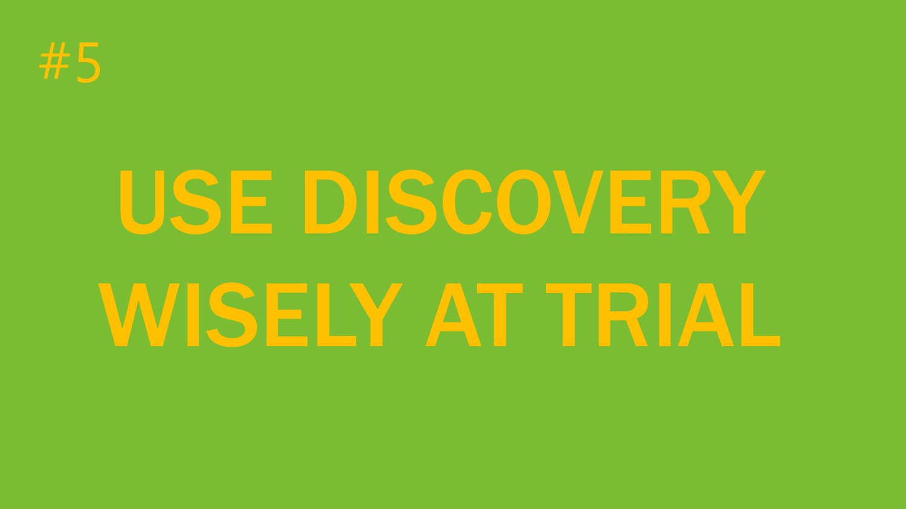#5

# USE DISCOVERY WISELY AT TRIAL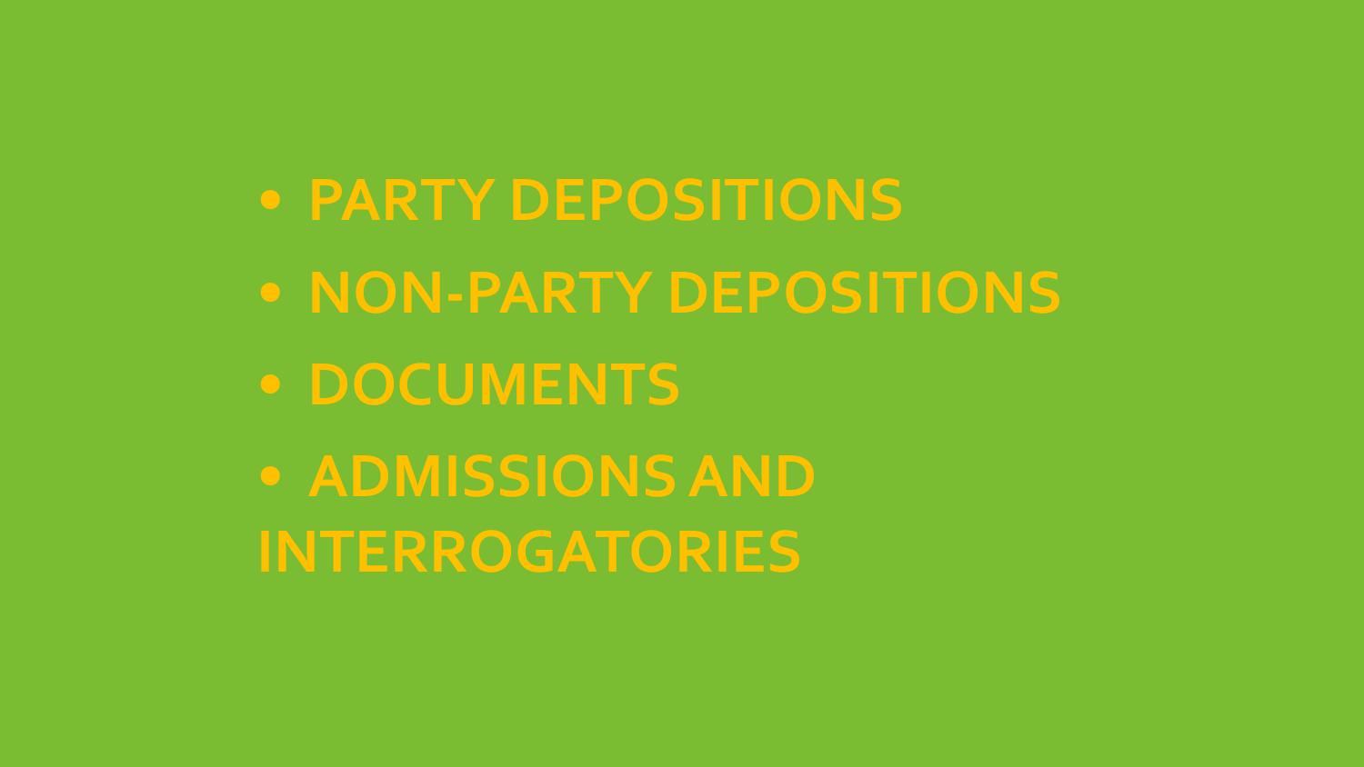- PARTY DEPOSITIONS
- NON-PARTY DEPOSITIONS
- DOCUMENTS
- ADMISSIONS AND INTERROGATORIES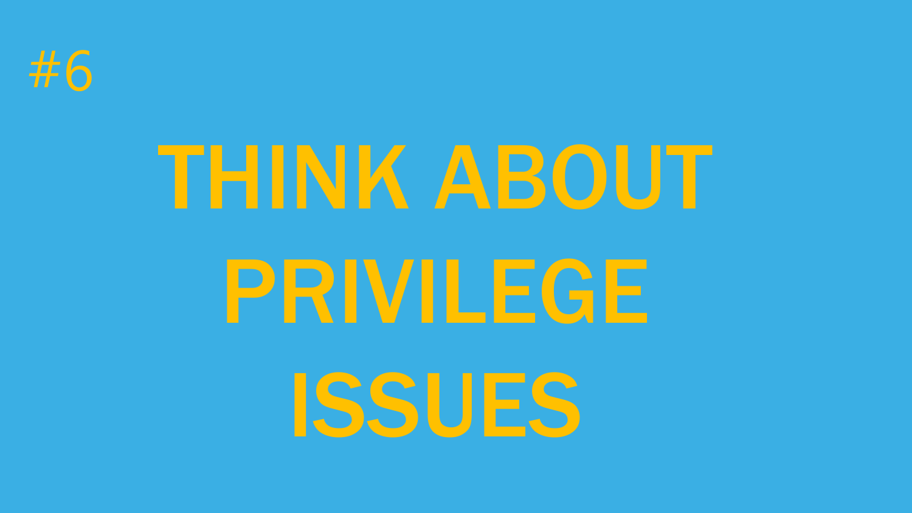#6

# THINK ABOUT PRIVILEGE ISSUES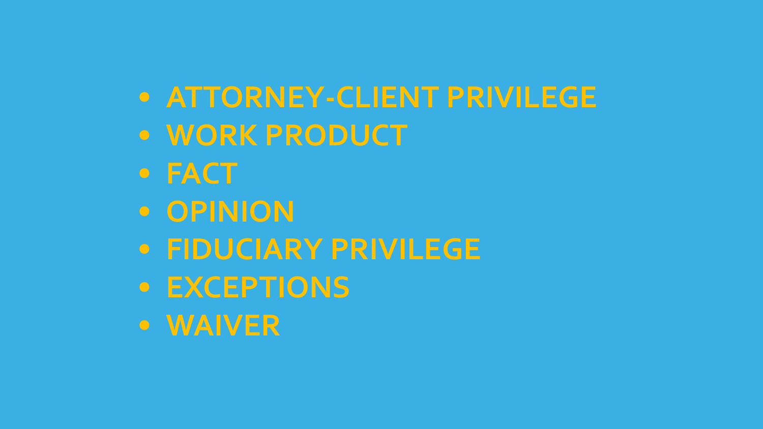- ATTORNEY-CLIENT PRIVILEGE
- WORK PRODUCT
- FACT
- OPINION
- FIDUCIARY PRIVILEGE
- EXCEPTIONS
- WAIVER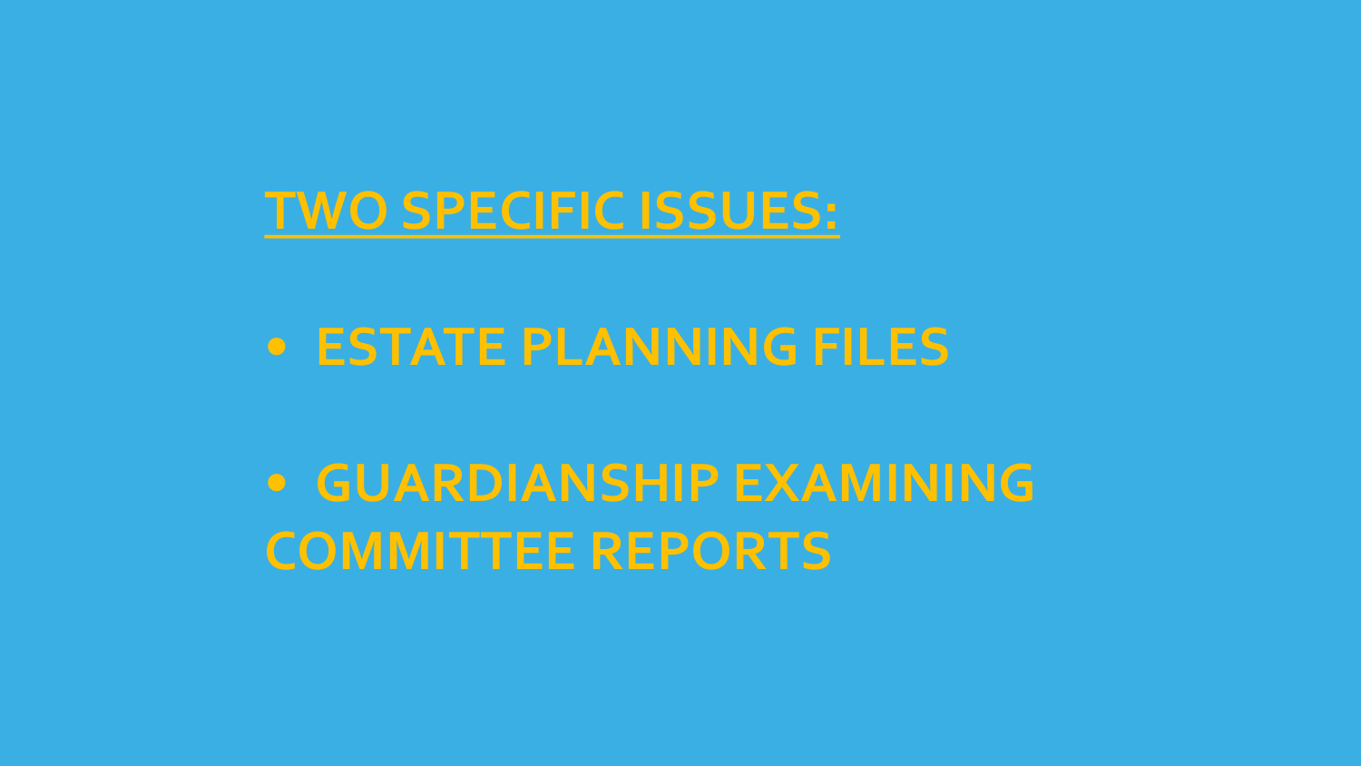## TWO SPECIFIC ISSUES:

- ESTATE PLANNING FILES
- GUARDIANSHIP EXAMINING COMMITTEE REPORTS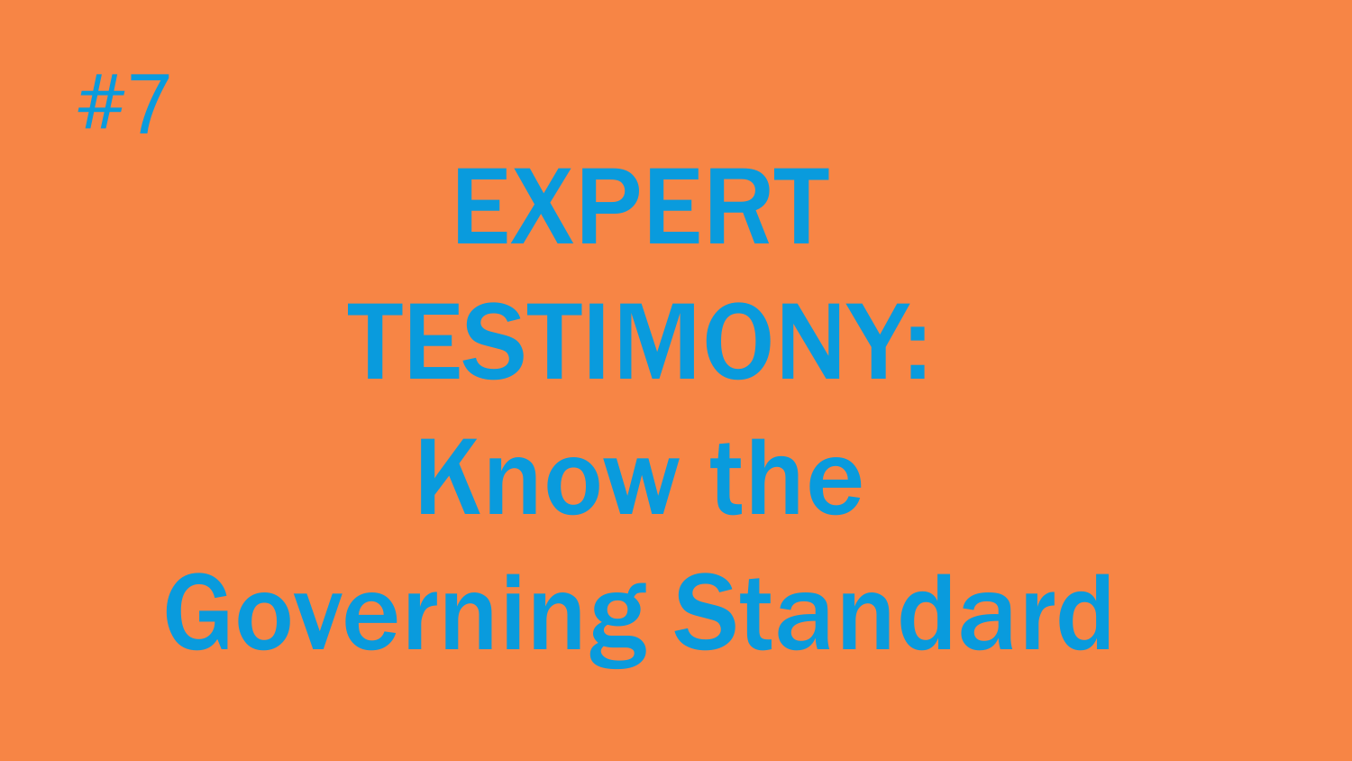#7

# EXPERT TESTIMONY: Know the Governing Standard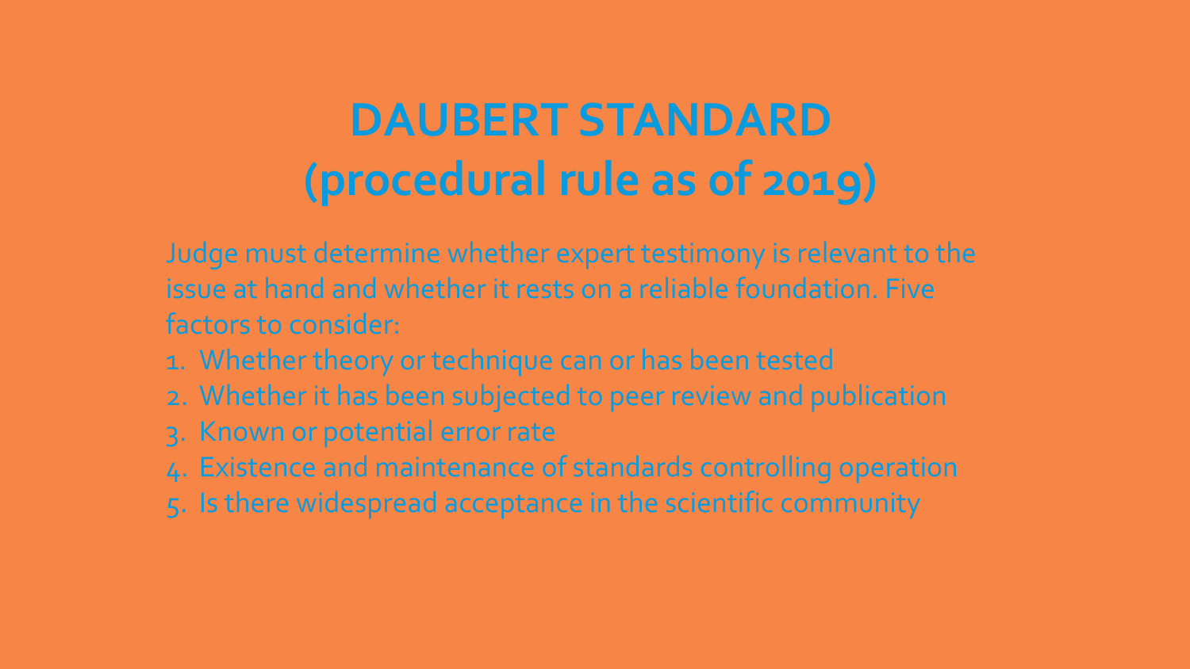# DAUBERT STANDARD (procedural rule as of 2019)

Judge must determine whether expert testimony is relevant to the issue at hand and whether it rests on a reliable foundation. Five factors to consider:

1. Whether theory or technique can or has been tested
2. Whether it has been subjected to peer review and publication
3. Known or potential error rate
4. Existence and maintenance of standards controlling operation
5. Is there widespread acceptance in the scientific community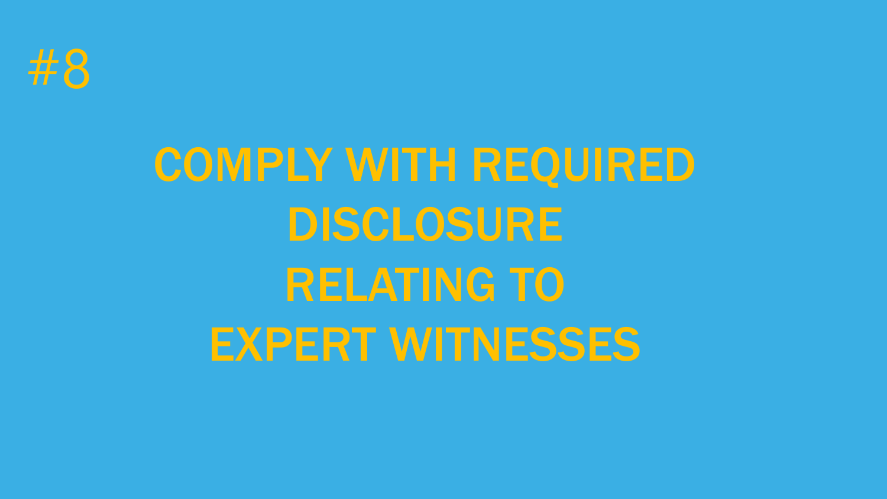#8

# COMPLY WITH REQUIRED DISCLOSURE RELATING TO EXPERT WITNESSES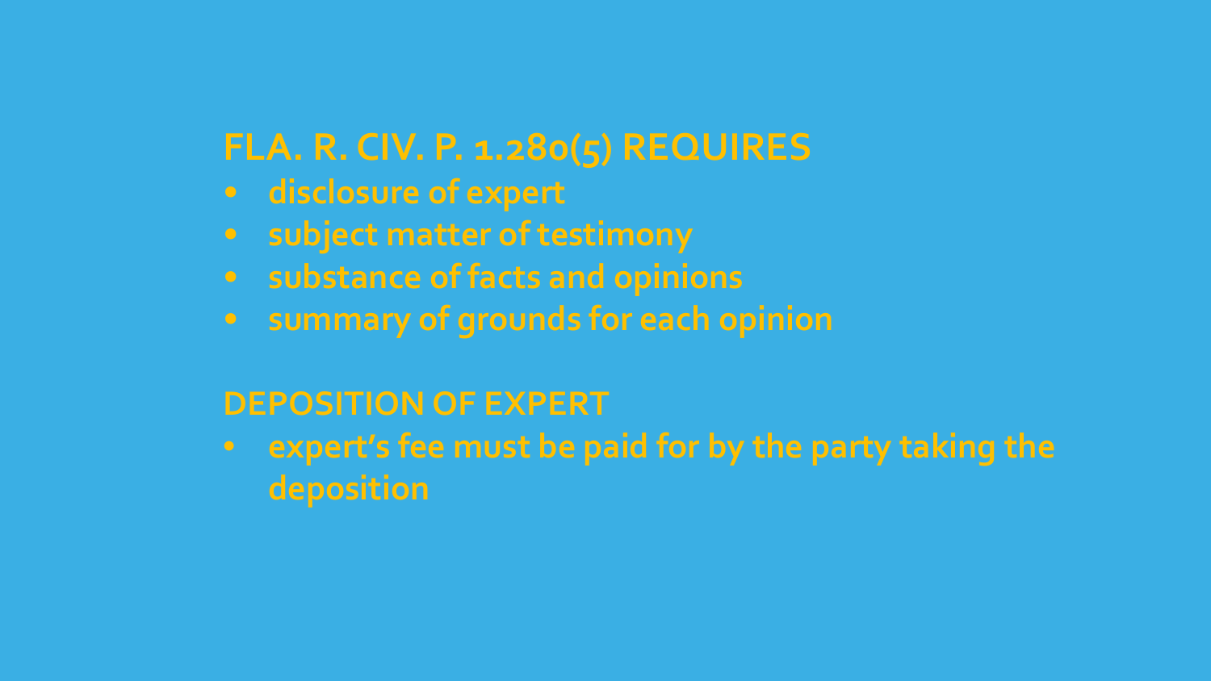## FLA. R. CIV. P. 1.280(5) REQUIRES

- disclosure of expert
- subject matter of testimony
- substance of facts and opinions
- summary of grounds for each opinion

## DEPOSITION OF EXPERT

- expert's fee must be paid for by the party taking the deposition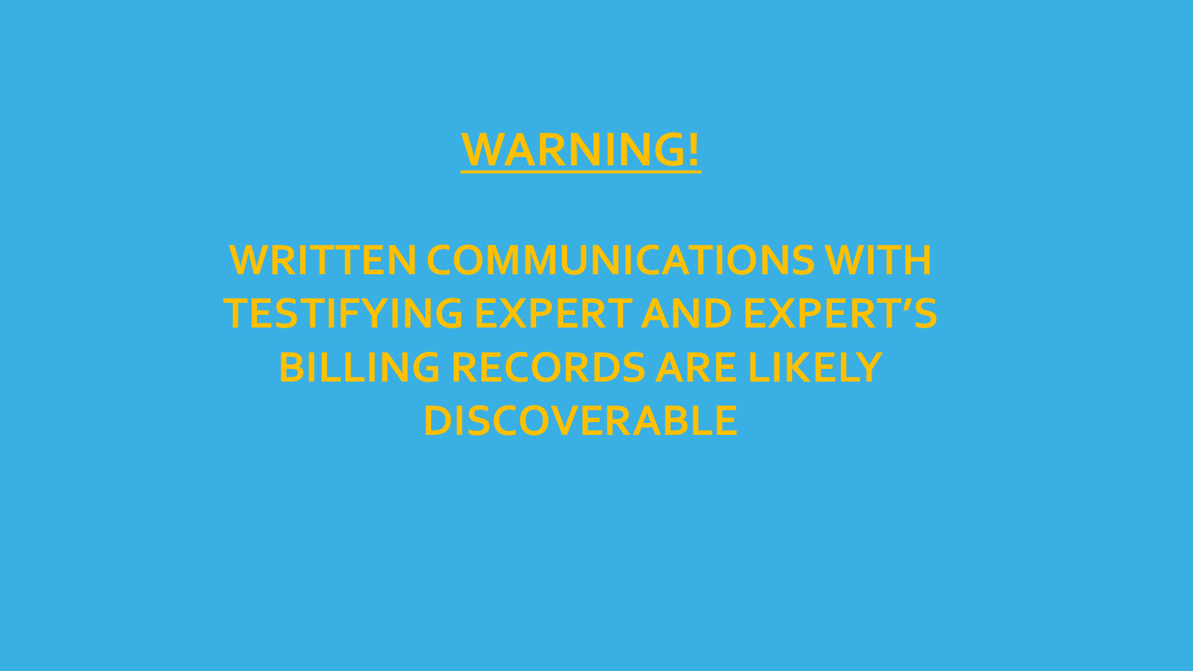# WARNING!

**WRITTEN COMMUNICATIONS WITH TESTIFYING EXPERT AND EXPERT'S BILLING RECORDS ARE LIKELY DISCOVERABLE**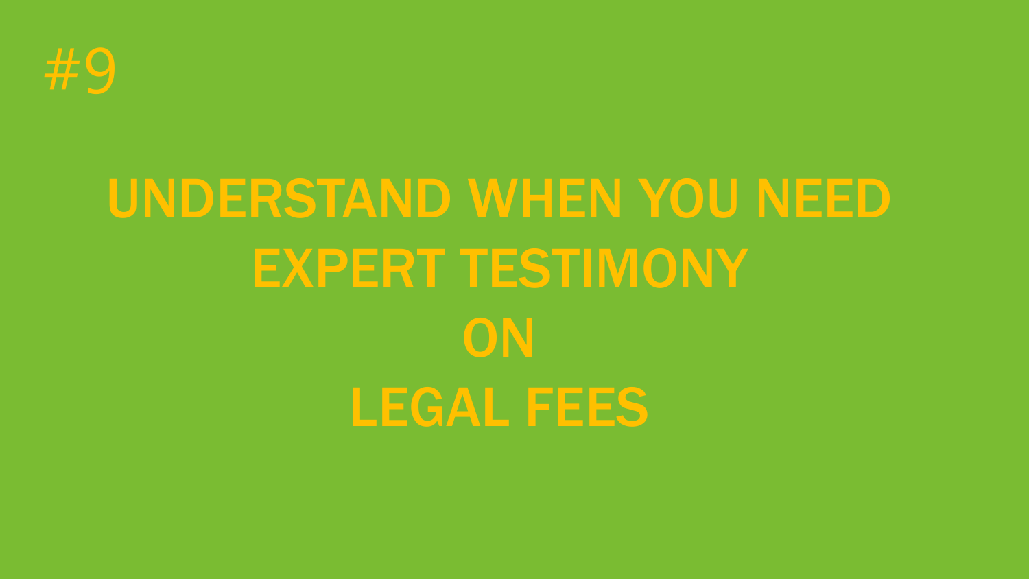#9

# UNDERSTAND WHEN YOU NEED EXPERT TESTIMONY ON LEGAL FEES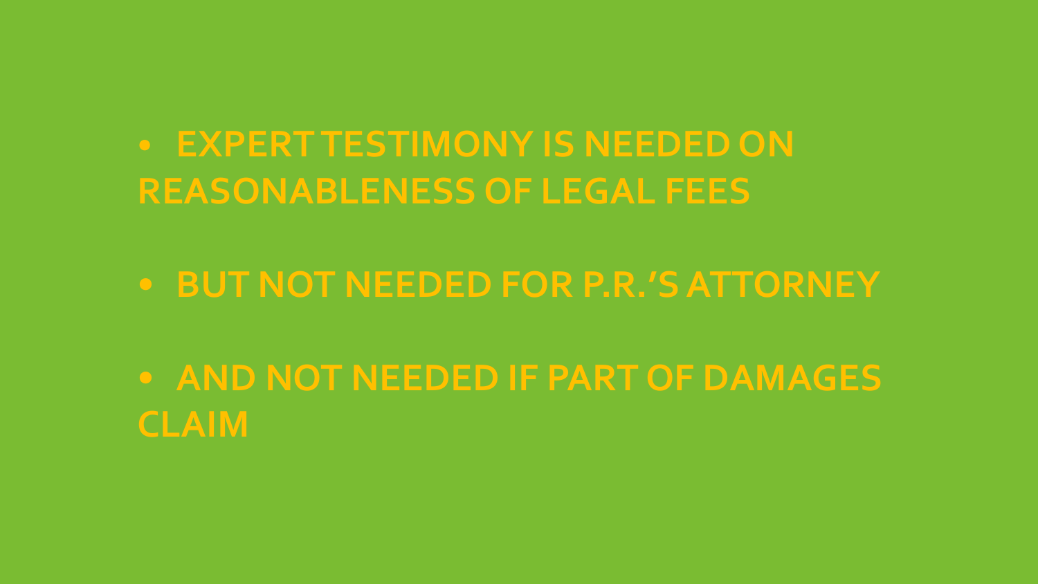- EXPERT TESTIMONY IS NEEDED ON REASONABLENESS OF LEGAL FEES
- BUT NOT NEEDED FOR P.R.'S ATTORNEY
- AND NOT NEEDED IF PART OF DAMAGES CLAIM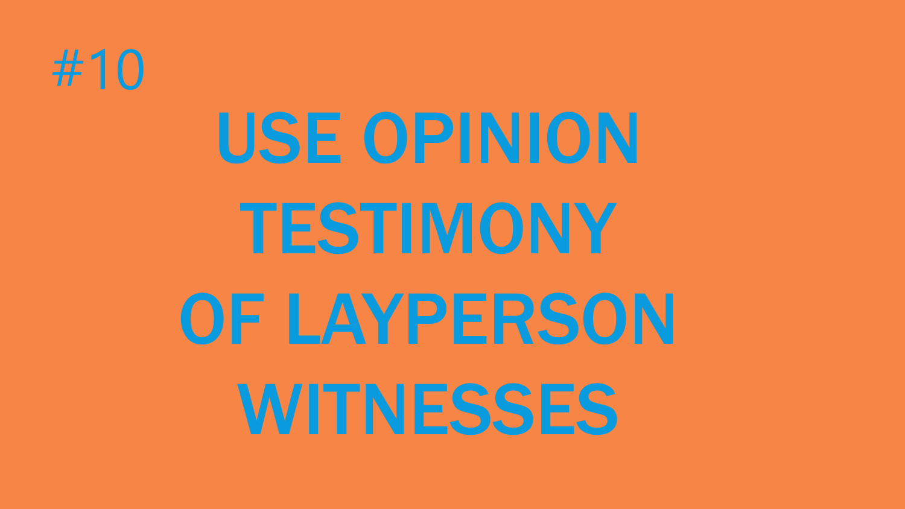#10

# USE OPINION TESTIMONY OF LAYPERSON WITNESSES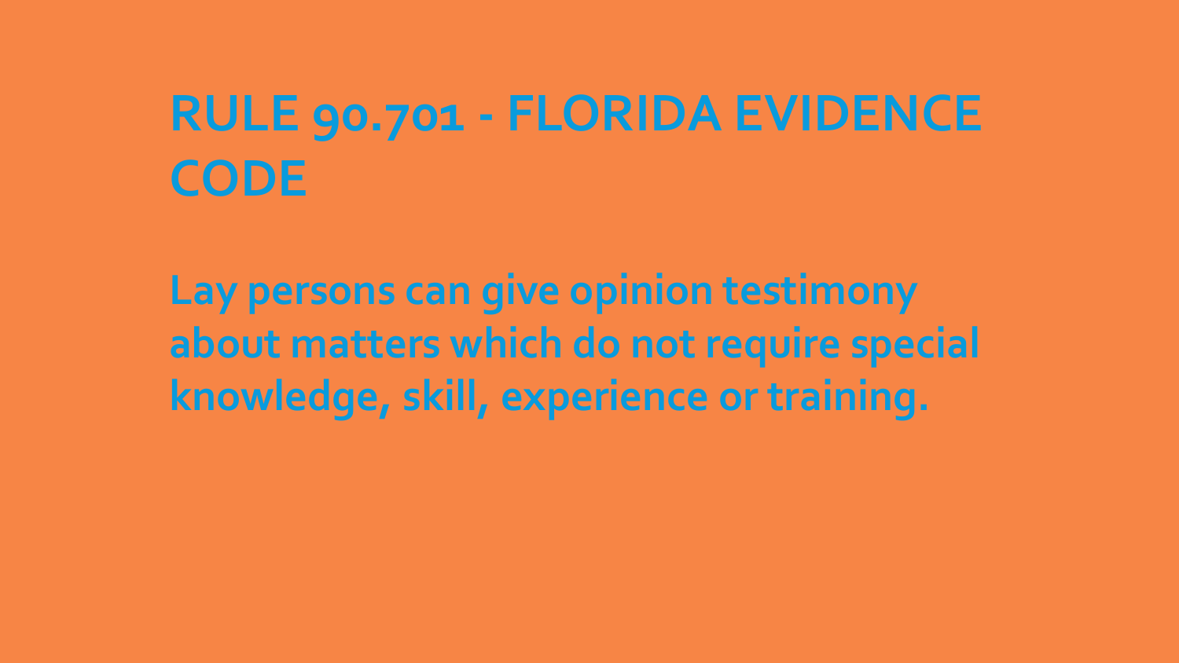# RULE 90.701 - FLORIDA EVIDENCE CODE

**Lay persons can give opinion testimony about matters which do not require special knowledge, skill, experience or training.**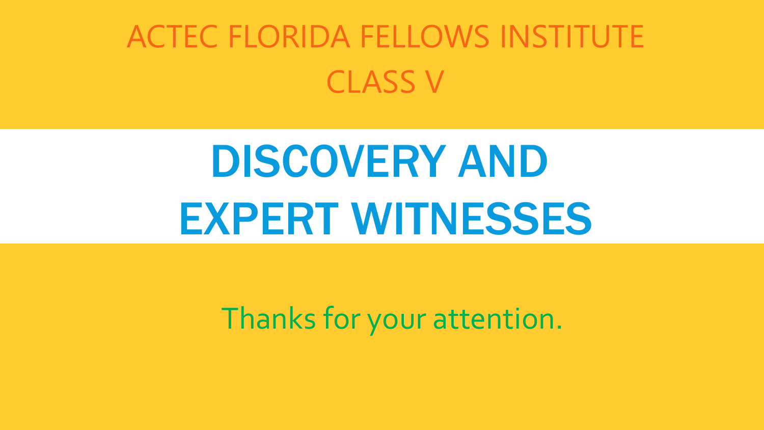ACTEC FLORIDA FELLOWS INSTITUTE

CLASS V

# DISCOVERY AND EXPERT WITNESSES

Thanks for your attention.